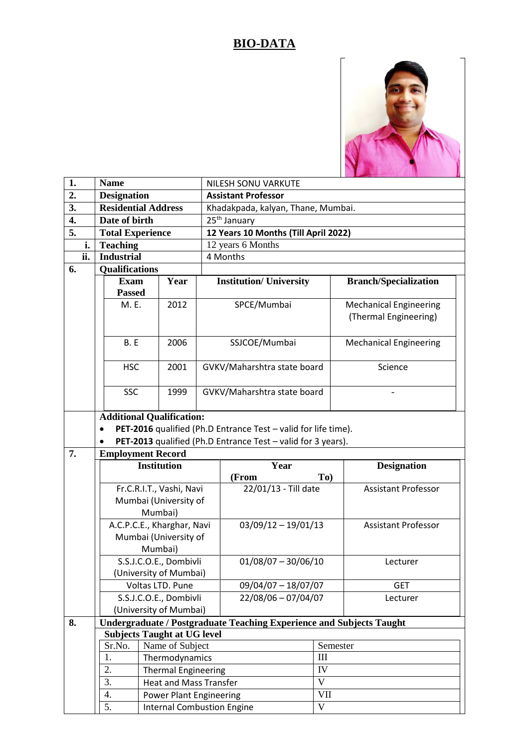# BIO-DATA

| | | |
|---|---|---|
| 1. | **Name** | NILESH SONU VARKUTE |
| 2. | **Designation** | **Assistant Professor** |
| 3. | **Residential Address** | Khadakpada, kalyan, Thane, Mumbai. |
| 4. | **Date of birth** | 25th January |
| 5. | **Total Experience** | **12 Years 10 Months (Till April 2022)** |
| i. | **Teaching** | 12 years 6 Months |
| ii. | **Industrial** | 4 Months |
| 6. | **Qualifications** | |

| Exam Passed | Year | Institution/ University | Branch/Specialization |
|---|---|---|---|
| M. E. | 2012 | SPCE/Mumbai | Mechanical Engineering (Thermal Engineering) |
| B. E | 2006 | SSJCOE/Mumbai | Mechanical Engineering |
| HSC | 2001 | GVKV/Maharshtra state board | Science |
| SSC | 1999 | GVKV/Maharshtra state board | - |

**Additional Qualification:**

- **PET-2016** qualified (Ph.D Entrance Test – valid for life time).
- **PET-2013** qualified (Ph.D Entrance Test – valid for 3 years).

**7. Employment Record**

| Institution | Year (From To) | Designation |
|---|---|---|
| Fr.C.R.I.T., Vashi, Navi Mumbai (University of Mumbai) | 22/01/13 - Till date | Assistant Professor |
| A.C.P.C.E., Kharghar, Navi Mumbai (University of Mumbai) | 03/09/12 – 19/01/13 | Assistant Professor |
| S.S.J.C.O.E., Dombivli (University of Mumbai) | 01/08/07 – 30/06/10 | Lecturer |
| Voltas LTD. Pune | 09/04/07 – 18/07/07 | GET |
| S.S.J.C.O.E., Dombivli (University of Mumbai) | 22/08/06 – 07/04/07 | Lecturer |

**8. Undergraduate / Postgraduate Teaching Experience and Subjects Taught**

**Subjects Taught at UG level**

| Sr.No. | Name of Subject | Semester |
|---|---|---|
| 1. | Thermodynamics | III |
| 2. | Thermal Engineering | IV |
| 3. | Heat and Mass Transfer | V |
| 4. | Power Plant Engineering | VII |
| 5. | Internal Combustion Engine | V |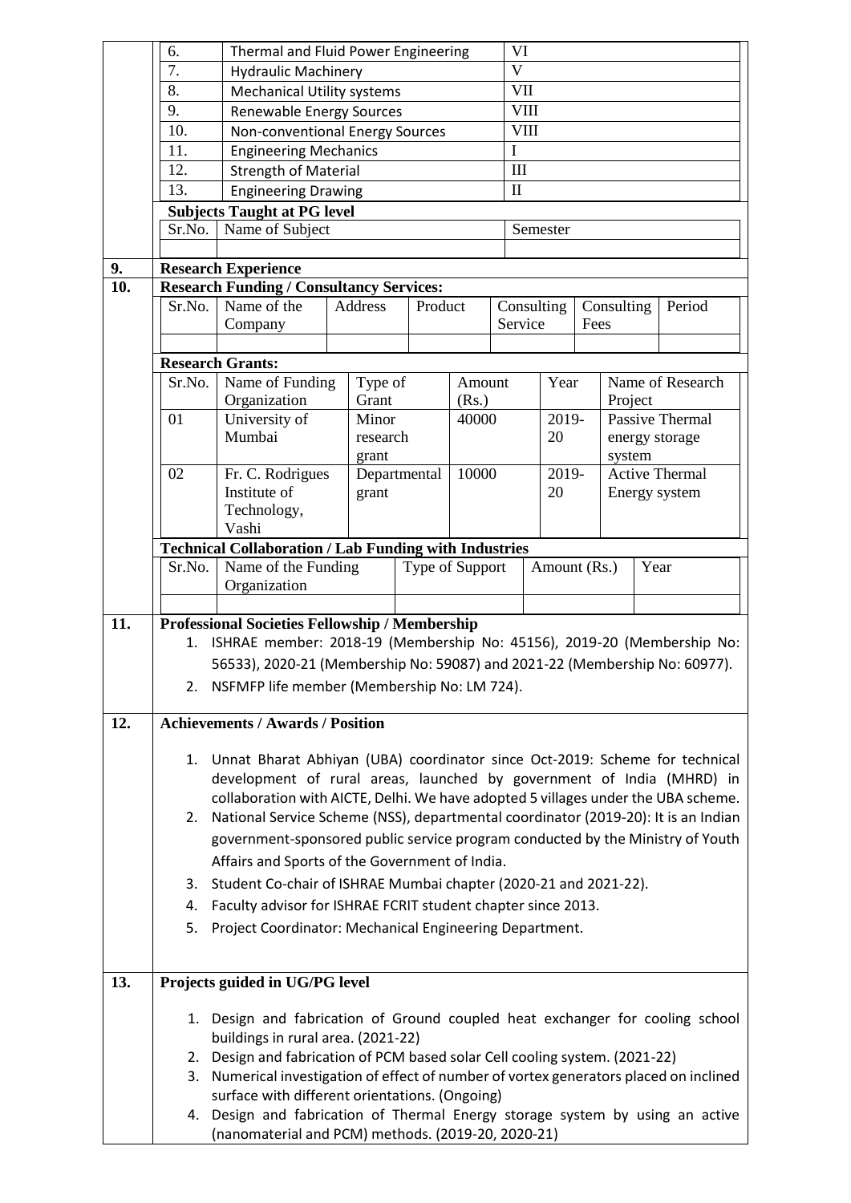| 6. | Thermal and Fluid Power Engineering | VI |
|---|---|---|
| 7. | Hydraulic Machinery | V |
| 8. | Mechanical Utility systems | VII |
| 9. | Renewable Energy Sources | VIII |
| 10. | Non-conventional Energy Sources | VIII |
| 11. | Engineering Mechanics | I |
| 12. | Strength of Material | III |
| 13. | Engineering Drawing | II |

**Subjects Taught at PG level**

| Sr.No. | Name of Subject | Semester |
|---|---|---|
| | | |

**9. Research Experience**

**10. Research Funding / Consultancy Services:**

| Sr.No. | Name of the Company | Address | Product | Consulting Service | Consulting Fees | Period |
|---|---|---|---|---|---|---|
| | | | | | | |

**Research Grants:**

| Sr.No. | Name of Funding Organization | Type of Grant | Amount (Rs.) | Year | Name of Research Project |
|---|---|---|---|---|---|
| 01 | University of Mumbai | Minor research grant | 40000 | 2019-20 | Passive Thermal energy storage system |
| 02 | Fr. C. Rodrigues Institute of Technology, Vashi | Departmental grant | 10000 | 2019-20 | Active Thermal Energy system |

**Technical Collaboration / Lab Funding with Industries**

| Sr.No. | Name of the Funding Organization | Type of Support | Amount (Rs.) | Year |
|---|---|---|---|---|
| | | | | |

**11. Professional Societies Fellowship / Membership**

1. ISHRAE member: 2018-19 (Membership No: 45156), 2019-20 (Membership No: 56533), 2020-21 (Membership No: 59087) and 2021-22 (Membership No: 60977).
2. NSFMFP life member (Membership No: LM 724).

**12. Achievements / Awards / Position**

1. Unnat Bharat Abhiyan (UBA) coordinator since Oct-2019: Scheme for technical development of rural areas, launched by government of India (MHRD) in collaboration with AICTE, Delhi. We have adopted 5 villages under the UBA scheme.
2. National Service Scheme (NSS), departmental coordinator (2019-20): It is an Indian government-sponsored public service program conducted by the Ministry of Youth Affairs and Sports of the Government of India.
3. Student Co-chair of ISHRAE Mumbai chapter (2020-21 and 2021-22).
4. Faculty advisor for ISHRAE FCRIT student chapter since 2013.
5. Project Coordinator: Mechanical Engineering Department.

**13. Projects guided in UG/PG level**

1. Design and fabrication of Ground coupled heat exchanger for cooling school buildings in rural area. (2021-22)
2. Design and fabrication of PCM based solar Cell cooling system. (2021-22)
3. Numerical investigation of effect of number of vortex generators placed on inclined surface with different orientations. (Ongoing)
4. Design and fabrication of Thermal Energy storage system by using an active (nanomaterial and PCM) methods. (2019-20, 2020-21)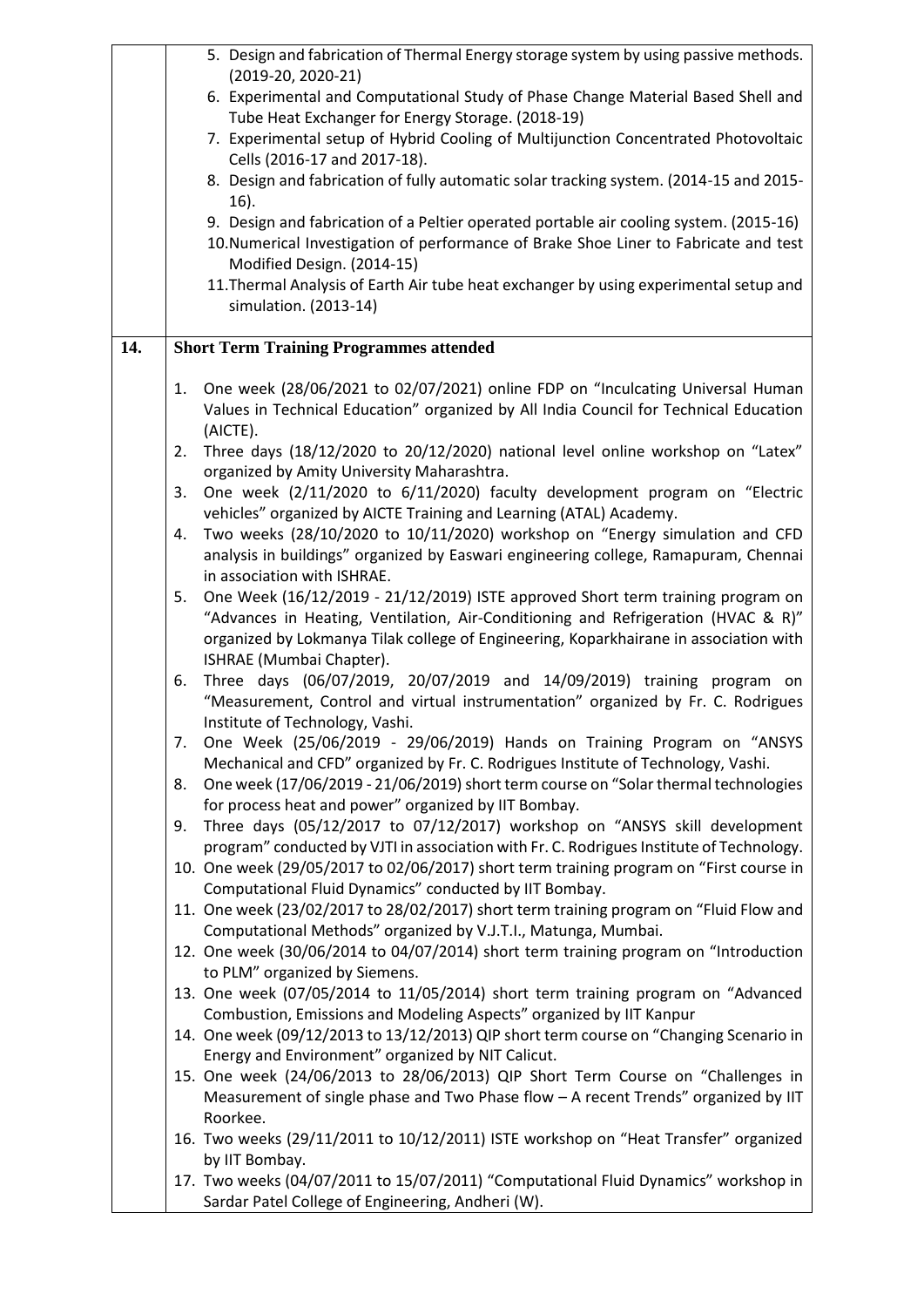5. Design and fabrication of Thermal Energy storage system by using passive methods. (2019-20, 2020-21)
6. Experimental and Computational Study of Phase Change Material Based Shell and Tube Heat Exchanger for Energy Storage. (2018-19)
7. Experimental setup of Hybrid Cooling of Multijunction Concentrated Photovoltaic Cells (2016-17 and 2017-18).
8. Design and fabrication of fully automatic solar tracking system. (2014-15 and 2015-16).
9. Design and fabrication of a Peltier operated portable air cooling system. (2015-16)
10. Numerical Investigation of performance of Brake Shoe Liner to Fabricate and test Modified Design. (2014-15)
11. Thermal Analysis of Earth Air tube heat exchanger by using experimental setup and simulation. (2013-14)

## 14. Short Term Training Programmes attended

1. One week (28/06/2021 to 02/07/2021) online FDP on "Inculcating Universal Human Values in Technical Education" organized by All India Council for Technical Education (AICTE).
2. Three days (18/12/2020 to 20/12/2020) national level online workshop on "Latex" organized by Amity University Maharashtra.
3. One week (2/11/2020 to 6/11/2020) faculty development program on "Electric vehicles" organized by AICTE Training and Learning (ATAL) Academy.
4. Two weeks (28/10/2020 to 10/11/2020) workshop on "Energy simulation and CFD analysis in buildings" organized by Easwari engineering college, Ramapuram, Chennai in association with ISHRAE.
5. One Week (16/12/2019 - 21/12/2019) ISTE approved Short term training program on "Advances in Heating, Ventilation, Air-Conditioning and Refrigeration (HVAC & R)" organized by Lokmanya Tilak college of Engineering, Koparkhairane in association with ISHRAE (Mumbai Chapter).
6. Three days (06/07/2019, 20/07/2019 and 14/09/2019) training program on "Measurement, Control and virtual instrumentation" organized by Fr. C. Rodrigues Institute of Technology, Vashi.
7. One Week (25/06/2019 - 29/06/2019) Hands on Training Program on "ANSYS Mechanical and CFD" organized by Fr. C. Rodrigues Institute of Technology, Vashi.
8. One week (17/06/2019 - 21/06/2019) short term course on "Solar thermal technologies for process heat and power" organized by IIT Bombay.
9. Three days (05/12/2017 to 07/12/2017) workshop on "ANSYS skill development program" conducted by VJTI in association with Fr. C. Rodrigues Institute of Technology.
10. One week (29/05/2017 to 02/06/2017) short term training program on "First course in Computational Fluid Dynamics" conducted by IIT Bombay.
11. One week (23/02/2017 to 28/02/2017) short term training program on "Fluid Flow and Computational Methods" organized by V.J.T.I., Matunga, Mumbai.
12. One week (30/06/2014 to 04/07/2014) short term training program on "Introduction to PLM" organized by Siemens.
13. One week (07/05/2014 to 11/05/2014) short term training program on "Advanced Combustion, Emissions and Modeling Aspects" organized by IIT Kanpur
14. One week (09/12/2013 to 13/12/2013) QIP short term course on "Changing Scenario in Energy and Environment" organized by NIT Calicut.
15. One week (24/06/2013 to 28/06/2013) QIP Short Term Course on "Challenges in Measurement of single phase and Two Phase flow – A recent Trends" organized by IIT Roorkee.
16. Two weeks (29/11/2011 to 10/12/2011) ISTE workshop on "Heat Transfer" organized by IIT Bombay.
17. Two weeks (04/07/2011 to 15/07/2011) "Computational Fluid Dynamics" workshop in Sardar Patel College of Engineering, Andheri (W).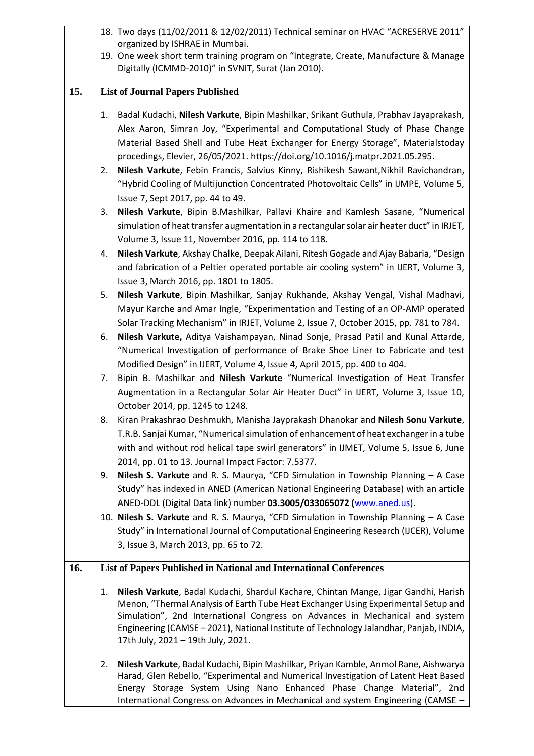18. Two days (11/02/2011 & 12/02/2011) Technical seminar on HVAC "ACRESERVE 2011" organized by ISHRAE in Mumbai.
19. One week short term training program on "Integrate, Create, Manufacture & Manage Digitally (ICMMD-2010)" in SVNIT, Surat (Jan 2010).

## 15. List of Journal Papers Published

1. Badal Kudachi, **Nilesh Varkute**, Bipin Mashilkar, Srikant Guthula, Prabhav Jayaprakash, Alex Aaron, Simran Joy, "Experimental and Computational Study of Phase Change Material Based Shell and Tube Heat Exchanger for Energy Storage", Materialstoday procedings, Elevier, 26/05/2021. https://doi.org/10.1016/j.matpr.2021.05.295.
2. **Nilesh Varkute**, Febin Francis, Salvius Kinny, Rishikesh Sawant,Nikhil Ravichandran, "Hybrid Cooling of Multijunction Concentrated Photovoltaic Cells" in IJMPE, Volume 5, Issue 7, Sept 2017, pp. 44 to 49.
3. **Nilesh Varkute**, Bipin B.Mashilkar, Pallavi Khaire and Kamlesh Sasane, "Numerical simulation of heat transfer augmentation in a rectangular solar air heater duct" in IRJET, Volume 3, Issue 11, November 2016, pp. 114 to 118.
4. **Nilesh Varkute**, Akshay Chalke, Deepak Ailani, Ritesh Gogade and Ajay Babaria, "Design and fabrication of a Peltier operated portable air cooling system" in IJERT, Volume 3, Issue 3, March 2016, pp. 1801 to 1805.
5. **Nilesh Varkute**, Bipin Mashilkar, Sanjay Rukhande, Akshay Vengal, Vishal Madhavi, Mayur Karche and Amar Ingle, "Experimentation and Testing of an OP-AMP operated Solar Tracking Mechanism" in IRJET, Volume 2, Issue 7, October 2015, pp. 781 to 784.
6. **Nilesh Varkute,** Aditya Vaishampayan, Ninad Sonje, Prasad Patil and Kunal Attarde, "Numerical Investigation of performance of Brake Shoe Liner to Fabricate and test Modified Design" in IJERT, Volume 4, Issue 4, April 2015, pp. 400 to 404.
7. Bipin B. Mashilkar and **Nilesh Varkute** "Numerical Investigation of Heat Transfer Augmentation in a Rectangular Solar Air Heater Duct" in IJERT, Volume 3, Issue 10, October 2014, pp. 1245 to 1248.
8. Kiran Prakashrao Deshmukh, Manisha Jayprakash Dhanokar and **Nilesh Sonu Varkute**, T.R.B. Sanjai Kumar, "Numerical simulation of enhancement of heat exchanger in a tube with and without rod helical tape swirl generators" in IJMET, Volume 5, Issue 6, June 2014, pp. 01 to 13. Journal Impact Factor: 7.5377.
9. **Nilesh S. Varkute** and R. S. Maurya, "CFD Simulation in Township Planning – A Case Study" has indexed in ANED (American National Engineering Database) with an article ANED-DDL (Digital Data link) number **03.3005/033065072 (**www.aned.us).
10. **Nilesh S. Varkute** and R. S. Maurya, "CFD Simulation in Township Planning – A Case Study" in International Journal of Computational Engineering Research (IJCER), Volume 3, Issue 3, March 2013, pp. 65 to 72.

## 16. List of Papers Published in National and International Conferences

1. **Nilesh Varkute**, Badal Kudachi, Shardul Kachare, Chintan Mange, Jigar Gandhi, Harish Menon, "Thermal Analysis of Earth Tube Heat Exchanger Using Experimental Setup and Simulation", 2nd International Congress on Advances in Mechanical and system Engineering (CAMSE – 2021), National Institute of Technology Jalandhar, Panjab, INDIA, 17th July, 2021 – 19th July, 2021.

2. **Nilesh Varkute**, Badal Kudachi, Bipin Mashilkar, Priyan Kamble, Anmol Rane, Aishwarya Harad, Glen Rebello, "Experimental and Numerical Investigation of Latent Heat Based Energy Storage System Using Nano Enhanced Phase Change Material", 2nd International Congress on Advances in Mechanical and system Engineering (CAMSE –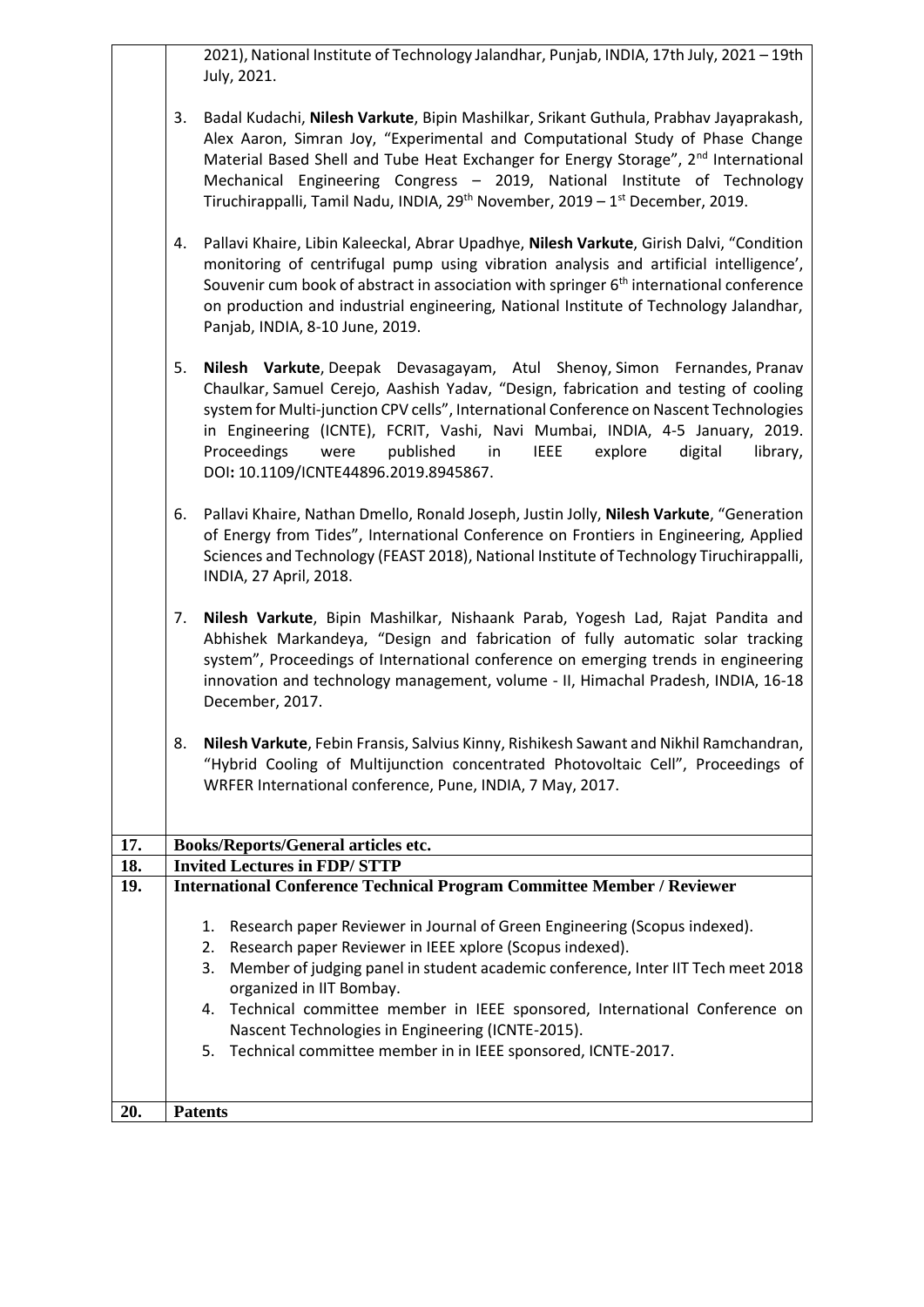2021), National Institute of Technology Jalandhar, Punjab, INDIA, 17th July, 2021 – 19th July, 2021.

3. Badal Kudachi, **Nilesh Varkute**, Bipin Mashilkar, Srikant Guthula, Prabhav Jayaprakash, Alex Aaron, Simran Joy, "Experimental and Computational Study of Phase Change Material Based Shell and Tube Heat Exchanger for Energy Storage", 2nd International Mechanical Engineering Congress – 2019, National Institute of Technology Tiruchirappalli, Tamil Nadu, INDIA, 29th November, 2019 – 1st December, 2019.

4. Pallavi Khaire, Libin Kaleeckal, Abrar Upadhye, **Nilesh Varkute**, Girish Dalvi, "Condition monitoring of centrifugal pump using vibration analysis and artificial intelligence', Souvenir cum book of abstract in association with springer 6th international conference on production and industrial engineering, National Institute of Technology Jalandhar, Panjab, INDIA, 8-10 June, 2019.

5. **Nilesh Varkute**, Deepak Devasagayam, Atul Shenoy, Simon Fernandes, Pranav Chaulkar, Samuel Cerejo, Aashish Yadav, "Design, fabrication and testing of cooling system for Multi-junction CPV cells", International Conference on Nascent Technologies in Engineering (ICNTE), FCRIT, Vashi, Navi Mumbai, INDIA, 4-5 January, 2019. Proceedings were published in IEEE explore digital library, DOI**:** 10.1109/ICNTE44896.2019.8945867.

6. Pallavi Khaire, Nathan Dmello, Ronald Joseph, Justin Jolly, **Nilesh Varkute**, "Generation of Energy from Tides", International Conference on Frontiers in Engineering, Applied Sciences and Technology (FEAST 2018), National Institute of Technology Tiruchirappalli, INDIA, 27 April, 2018.

7. **Nilesh Varkute**, Bipin Mashilkar, Nishaank Parab, Yogesh Lad, Rajat Pandita and Abhishek Markandeya, "Design and fabrication of fully automatic solar tracking system", Proceedings of International conference on emerging trends in engineering innovation and technology management, volume - II, Himachal Pradesh, INDIA, 16-18 December, 2017.

8. **Nilesh Varkute**, Febin Fransis, Salvius Kinny, Rishikesh Sawant and Nikhil Ramchandran, "Hybrid Cooling of Multijunction concentrated Photovoltaic Cell", Proceedings of WRFER International conference, Pune, INDIA, 7 May, 2017.

**17. Books/Reports/General articles etc.**

**18. Invited Lectures in FDP/ STTP**

**19. International Conference Technical Program Committee Member / Reviewer**

1. Research paper Reviewer in Journal of Green Engineering (Scopus indexed).
2. Research paper Reviewer in IEEE xplore (Scopus indexed).
3. Member of judging panel in student academic conference, Inter IIT Tech meet 2018 organized in IIT Bombay.
4. Technical committee member in IEEE sponsored, International Conference on Nascent Technologies in Engineering (ICNTE-2015).
5. Technical committee member in in IEEE sponsored, ICNTE-2017.

**20. Patents**